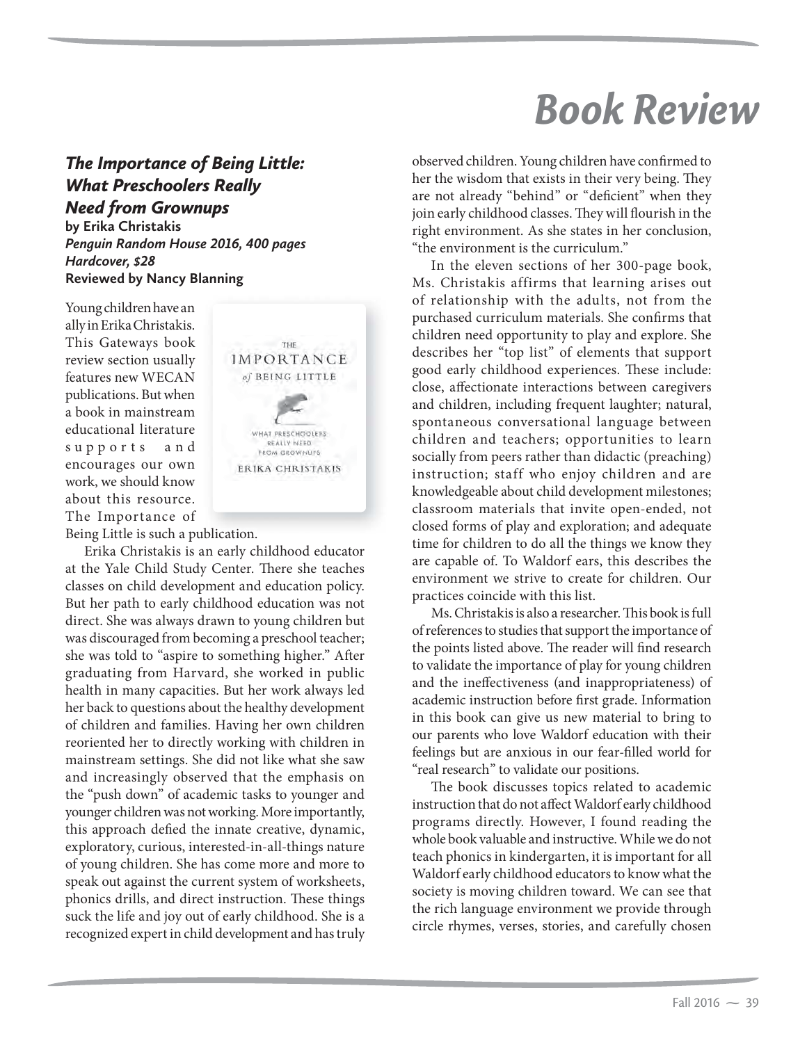# Book Review

## *The Importance of Being Little: What Preschoolers Really Need from Grownups*

**by Erika Christakis**
***Penguin Random House 2016, 400 pages***
***Hardcover, $28***
**Reviewed by Nancy Blanning**

Young children have an ally in Erika Christakis. This Gateways book review section usually features new WECAN publications. But when a book in mainstream educational literature supports and encourages our own work, we should know about this resource. The Importance of Being Little is such a publication.

Erika Christakis is an early childhood educator at the Yale Child Study Center. There she teaches classes on child development and education policy. But her path to early childhood education was not direct. She was always drawn to young children but was discouraged from becoming a preschool teacher; she was told to "aspire to something higher." After graduating from Harvard, she worked in public health in many capacities. But her work always led her back to questions about the healthy development of children and families. Having her own children reoriented her to directly working with children in mainstream settings. She did not like what she saw and increasingly observed that the emphasis on the "push down" of academic tasks to younger and younger children was not working. More importantly, this approach defied the innate creative, dynamic, exploratory, curious, interested-in-all-things nature of young children. She has come more and more to speak out against the current system of worksheets, phonics drills, and direct instruction. These things suck the life and joy out of early childhood. She is a recognized expert in child development and has truly observed children. Young children have confirmed to her the wisdom that exists in their very being. They are not already "behind" or "deficient" when they join early childhood classes. They will flourish in the right environment. As she states in her conclusion, "the environment is the curriculum."

In the eleven sections of her 300-page book, Ms. Christakis affirms that learning arises out of relationship with the adults, not from the purchased curriculum materials. She confirms that children need opportunity to play and explore. She describes her "top list" of elements that support good early childhood experiences. These include: close, affectionate interactions between caregivers and children, including frequent laughter; natural, spontaneous conversational language between children and teachers; opportunities to learn socially from peers rather than didactic (preaching) instruction; staff who enjoy children and are knowledgeable about child development milestones; classroom materials that invite open-ended, not closed forms of play and exploration; and adequate time for children to do all the things we know they are capable of. To Waldorf ears, this describes the environment we strive to create for children. Our practices coincide with this list.

Ms. Christakis is also a researcher. This book is full of references to studies that support the importance of the points listed above. The reader will find research to validate the importance of play for young children and the ineffectiveness (and inappropriateness) of academic instruction before first grade. Information in this book can give us new material to bring to our parents who love Waldorf education with their feelings but are anxious in our fear-filled world for "real research" to validate our positions.

The book discusses topics related to academic instruction that do not affect Waldorf early childhood programs directly. However, I found reading the whole book valuable and instructive. While we do not teach phonics in kindergarten, it is important for all Waldorf early childhood educators to know what the society is moving children toward. We can see that the rich language environment we provide through circle rhymes, verses, stories, and carefully chosen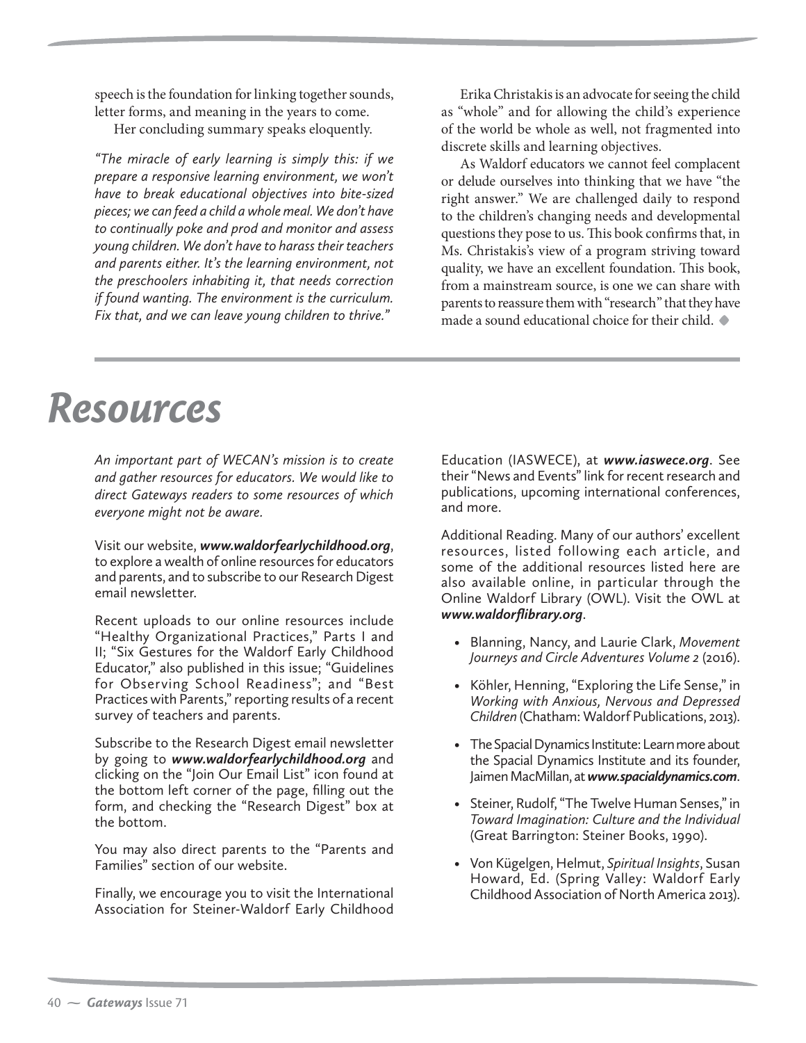speech is the foundation for linking together sounds, letter forms, and meaning in the years to come.

Her concluding summary speaks eloquently.

*"The miracle of early learning is simply this: if we prepare a responsive learning environment, we won't have to break educational objectives into bite-sized pieces; we can feed a child a whole meal. We don't have to continually poke and prod and monitor and assess young children. We don't have to harass their teachers and parents either. It's the learning environment, not the preschoolers inhabiting it, that needs correction if found wanting. The environment is the curriculum. Fix that, and we can leave young children to thrive."*

Erika Christakis is an advocate for seeing the child as "whole" and for allowing the child's experience of the world be whole as well, not fragmented into discrete skills and learning objectives.

As Waldorf educators we cannot feel complacent or delude ourselves into thinking that we have "the right answer." We are challenged daily to respond to the children's changing needs and developmental questions they pose to us. This book confirms that, in Ms. Christakis's view of a program striving toward quality, we have an excellent foundation. This book, from a mainstream source, is one we can share with parents to reassure them with "research" that they have made a sound educational choice for their child. ◆

# Resources

*An important part of WECAN's mission is to create and gather resources for educators. We would like to direct Gateways readers to some resources of which everyone might not be aware.*

Visit our website, ***www.waldorfearlychildhood.org***, to explore a wealth of online resources for educators and parents, and to subscribe to our Research Digest email newsletter.

Recent uploads to our online resources include "Healthy Organizational Practices," Parts I and II; "Six Gestures for the Waldorf Early Childhood Educator," also published in this issue; "Guidelines for Observing School Readiness"; and "Best Practices with Parents," reporting results of a recent survey of teachers and parents.

Subscribe to the Research Digest email newsletter by going to ***www.waldorfearlychildhood.org*** and clicking on the "Join Our Email List" icon found at the bottom left corner of the page, filling out the form, and checking the "Research Digest" box at the bottom.

You may also direct parents to the "Parents and Families" section of our website.

Finally, we encourage you to visit the International Association for Steiner-Waldorf Early Childhood Education (IASWECE), at ***www.iaswece.org***. See their "News and Events" link for recent research and publications, upcoming international conferences, and more.

Additional Reading. Many of our authors' excellent resources, listed following each article, and some of the additional resources listed here are also available online, in particular through the Online Waldorf Library (OWL). Visit the OWL at ***www.waldorflibrary.org***.

- Blanning, Nancy, and Laurie Clark, *Movement Journeys and Circle Adventures Volume 2* (2016).
- Köhler, Henning, "Exploring the Life Sense," in *Working with Anxious, Nervous and Depressed Children* (Chatham: Waldorf Publications, 2013).
- The Spacial Dynamics Institute: Learn more about the Spacial Dynamics Institute and its founder, Jaimen MacMillan, at ***www.spacialdynamics.com***.
- Steiner, Rudolf, "The Twelve Human Senses," in *Toward Imagination: Culture and the Individual* (Great Barrington: Steiner Books, 1990).
- Von Kügelgen, Helmut, *Spiritual Insights*, Susan Howard, Ed. (Spring Valley: Waldorf Early Childhood Association of North America 2013).